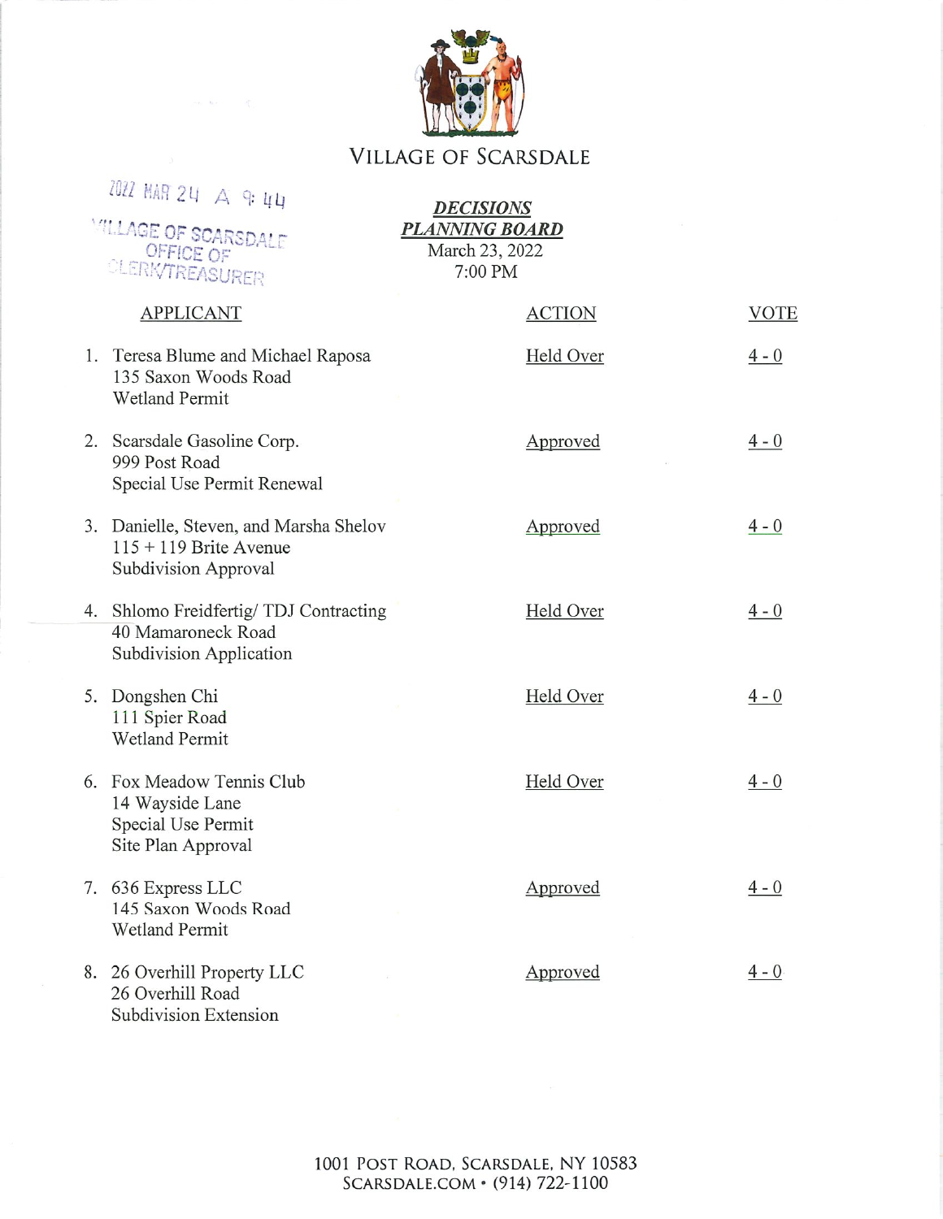# VILLAGE OF SCARSDALE

2022 MAR 24 A 9:44

VILLAGE OF SCARSDALE
OFFICE OF
CLERK/TREASURER

***DECISIONS***
***PLANNING BOARD***
March 23, 2022
7:00 PM

| APPLICANT | ACTION | VOTE |
|---|---|---|
| 1. Teresa Blume and Michael Raposa<br>135 Saxon Woods Road<br>Wetland Permit | Held Over | 4 - 0 |
| 2. Scarsdale Gasoline Corp.<br>999 Post Road<br>Special Use Permit Renewal | Approved | 4 - 0 |
| 3. Danielle, Steven, and Marsha Shelov<br>115 + 119 Brite Avenue<br>Subdivision Approval | Approved | 4 - 0 |
| 4. Shlomo Freidfertig/ TDJ Contracting<br>40 Mamaroneck Road<br>Subdivision Application | Held Over | 4 - 0 |
| 5. Dongshen Chi<br>111 Spier Road<br>Wetland Permit | Held Over | 4 - 0 |
| 6. Fox Meadow Tennis Club<br>14 Wayside Lane<br>Special Use Permit<br>Site Plan Approval | Held Over | 4 - 0 |
| 7. 636 Express LLC<br>145 Saxon Woods Road<br>Wetland Permit | Approved | 4 - 0 |
| 8. 26 Overhill Property LLC<br>26 Overhill Road<br>Subdivision Extension | Approved | 4 - 0 |

1001 POST ROAD, SCARSDALE, NY 10583
SCARSDALE.COM • (914) 722-1100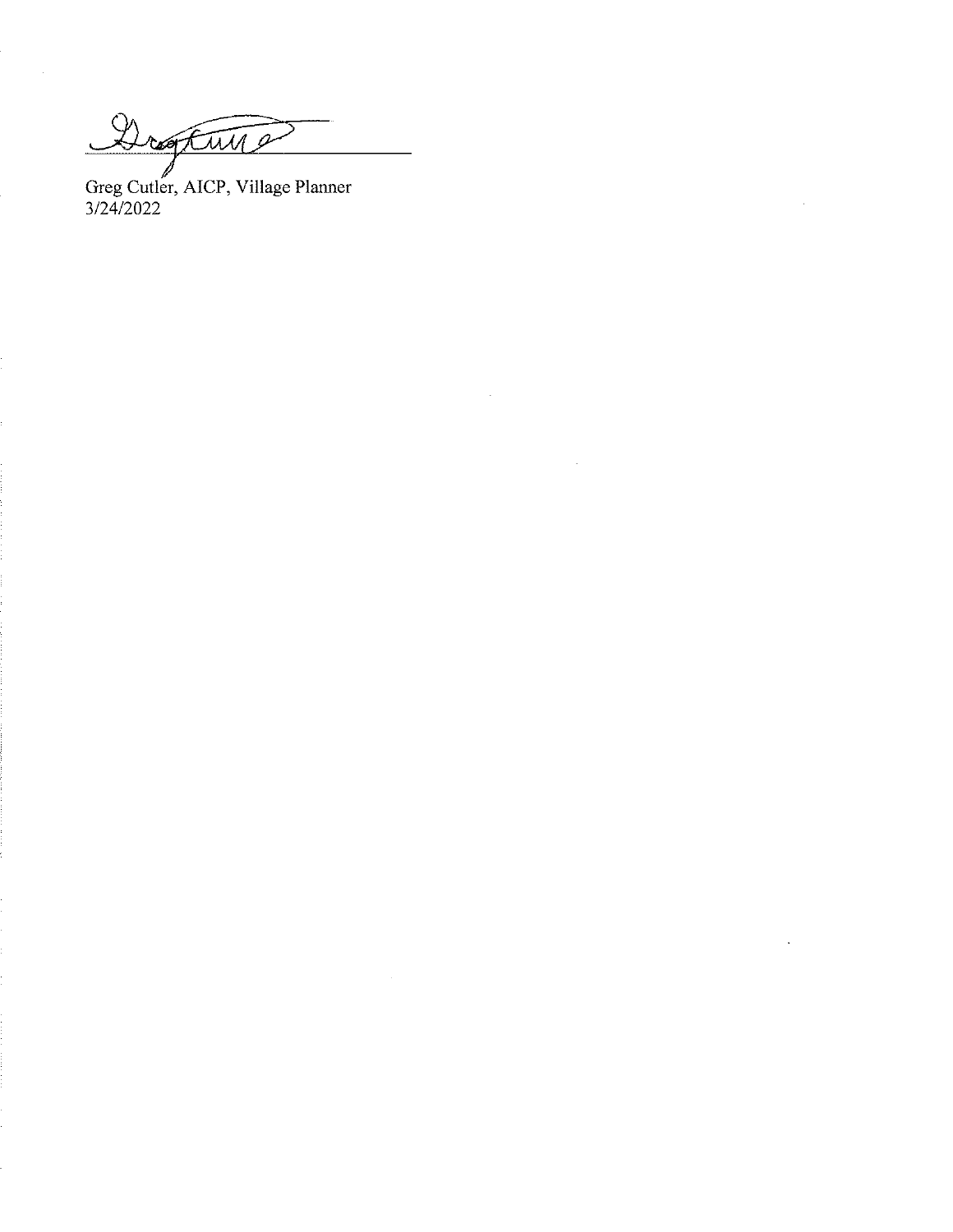Greg Cutler, AICP, Village Planner
3/24/2022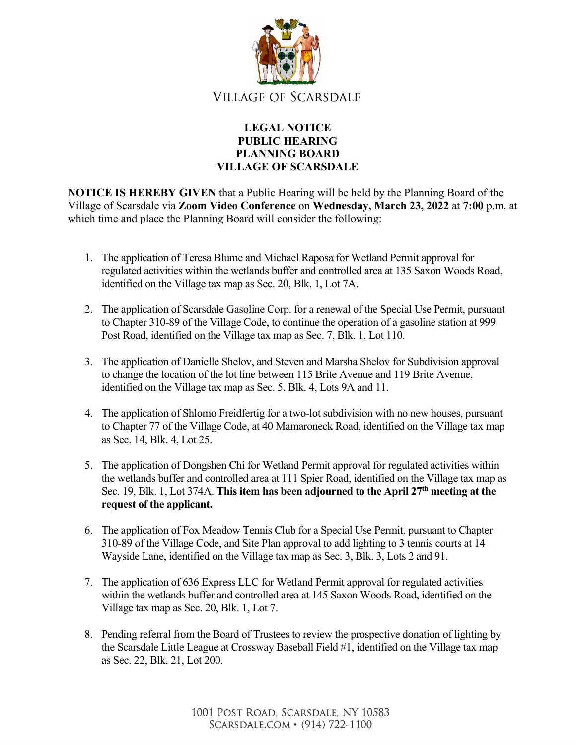VILLAGE OF SCARSDALE

**LEGAL NOTICE**
**PUBLIC HEARING**
**PLANNING BOARD**
**VILLAGE OF SCARSDALE**

**NOTICE IS HEREBY GIVEN** that a Public Hearing will be held by the Planning Board of the Village of Scarsdale via **Zoom Video Conference** on **Wednesday, March 23, 2022** at **7:00** p.m. at which time and place the Planning Board will consider the following:

1. The application of Teresa Blume and Michael Raposa for Wetland Permit approval for regulated activities within the wetlands buffer and controlled area at 135 Saxon Woods Road, identified on the Village tax map as Sec. 20, Blk. 1, Lot 7A.

2. The application of Scarsdale Gasoline Corp. for a renewal of the Special Use Permit, pursuant to Chapter 310-89 of the Village Code, to continue the operation of a gasoline station at 999 Post Road, identified on the Village tax map as Sec. 7, Blk. 1, Lot 110.

3. The application of Danielle Shelov, and Steven and Marsha Shelov for Subdivision approval to change the location of the lot line between 115 Brite Avenue and 119 Brite Avenue, identified on the Village tax map as Sec. 5, Blk. 4, Lots 9A and 11.

4. The application of Shlomo Freidfertig for a two-lot subdivision with no new houses, pursuant to Chapter 77 of the Village Code, at 40 Mamaroneck Road, identified on the Village tax map as Sec. 14, Blk. 4, Lot 25.

5. The application of Dongshen Chi for Wetland Permit approval for regulated activities within the wetlands buffer and controlled area at 111 Spier Road, identified on the Village tax map as Sec. 19, Blk. 1, Lot 374A. **This item has been adjourned to the April 27th meeting at the request of the applicant.**

6. The application of Fox Meadow Tennis Club for a Special Use Permit, pursuant to Chapter 310-89 of the Village Code, and Site Plan approval to add lighting to 3 tennis courts at 14 Wayside Lane, identified on the Village tax map as Sec. 3, Blk. 3, Lots 2 and 91.

7. The application of 636 Express LLC for Wetland Permit approval for regulated activities within the wetlands buffer and controlled area at 145 Saxon Woods Road, identified on the Village tax map as Sec. 20, Blk. 1, Lot 7.

8. Pending referral from the Board of Trustees to review the prospective donation of lighting by the Scarsdale Little League at Crossway Baseball Field #1, identified on the Village tax map as Sec. 22, Blk. 21, Lot 200.

1001 Post Road, Scarsdale, NY 10583
Scarsdale.com • (914) 722-1100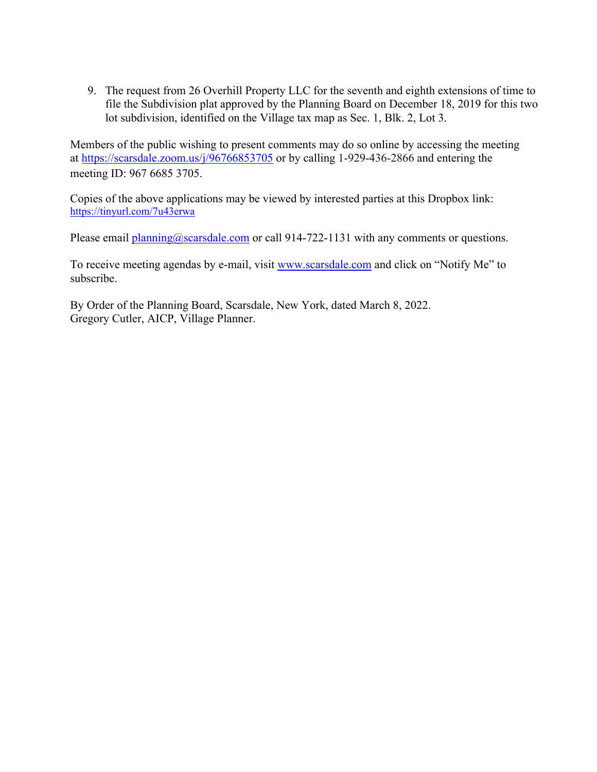9. The request from 26 Overhill Property LLC for the seventh and eighth extensions of time to file the Subdivision plat approved by the Planning Board on December 18, 2019 for this two lot subdivision, identified on the Village tax map as Sec. 1, Blk. 2, Lot 3.

Members of the public wishing to present comments may do so online by accessing the meeting at https://scarsdale.zoom.us/j/96766853705 or by calling 1-929-436-2866 and entering the meeting ID: 967 6685 3705.

Copies of the above applications may be viewed by interested parties at this Dropbox link: https://tinyurl.com/7u43erwa

Please email planning@scarsdale.com or call 914-722-1131 with any comments or questions.

To receive meeting agendas by e-mail, visit www.scarsdale.com and click on "Notify Me" to subscribe.

By Order of the Planning Board, Scarsdale, New York, dated March 8, 2022.
Gregory Cutler, AICP, Village Planner.